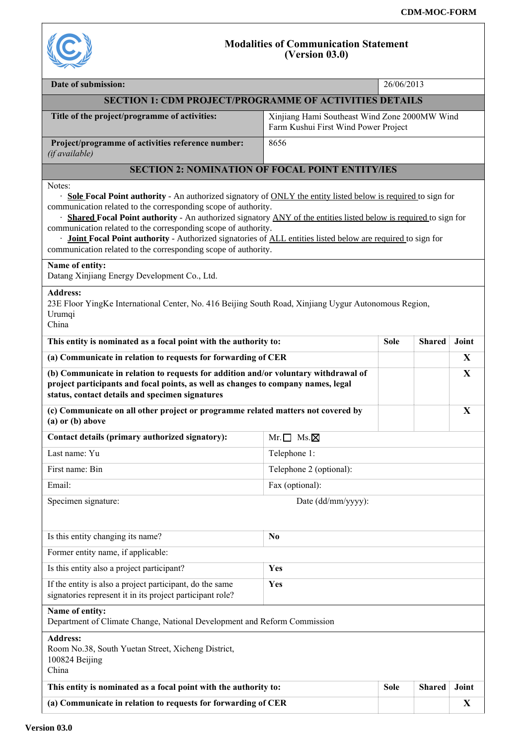**CDM-MOC-FORM**

# Modalities of Communication Statement (Version 03.0)

| **Date of submission:** | 26/06/2013 |
|---|---|

## SECTION 1: CDM PROJECT/PROGRAMME OF ACTIVITIES DETAILS

| | |
|---|---|
| **Title of the project/programme of activities:** | Xinjiang Hami Southeast Wind Zone 2000MW Wind Farm Kushui First Wind Power Project |
| **Project/programme of activities reference number:** *(if available)* | 8656 |

## SECTION 2: NOMINATION OF FOCAL POINT ENTITY/IES

Notes:

- **Sole Focal Point authority** - An authorized signatory of ONLY the entity listed below is required to sign for communication related to the corresponding scope of authority.
- **Shared Focal Point authority** - An authorized signatory ANY of the entities listed below is required to sign for communication related to the corresponding scope of authority.
- **Joint Focal Point authority** - Authorized signatories of ALL entities listed below are required to sign for communication related to the corresponding scope of authority.

**Name of entity:**
Datang Xinjiang Energy Development Co., Ltd.

**Address:**
23E Floor YingKe International Center, No. 416 Beijing South Road, Xinjiang Uygur Autonomous Region,
Urumqi
China

| **This entity is nominated as a focal point with the authority to:** | **Sole** | **Shared** | **Joint** |
|---|---|---|---|
| **(a) Communicate in relation to requests for forwarding of CER** | | | **X** |
| **(b) Communicate in relation to requests for addition and/or voluntary withdrawal of project participants and focal points, as well as changes to company names, legal status, contact details and specimen signatures** | | | **X** |
| **(c) Communicate on all other project or programme related matters not covered by (a) or (b) above** | | | **X** |

| | |
|---|---|
| **Contact details (primary authorized signatory):** | Mr. ☐ Ms. ☒ |
| Last name: Yu | Telephone 1: |
| First name: Bin | Telephone 2 (optional): |
| Email: | Fax (optional): |
| Specimen signature: | Date (dd/mm/yyyy): |
| Is this entity changing its name? | **No** |
| Former entity name, if applicable: | |
| Is this entity also a project participant? | **Yes** |
| If the entity is also a project participant, do the same signatories represent it in its project participant role? | **Yes** |

**Name of entity:**
Department of Climate Change, National Development and Reform Commission

**Address:**
Room No.38, South Yuetan Street, Xicheng District,
100824 Beijing
China

| **This entity is nominated as a focal point with the authority to:** | **Sole** | **Shared** | **Joint** |
|---|---|---|---|
| **(a) Communicate in relation to requests for forwarding of CER** | | | **X** |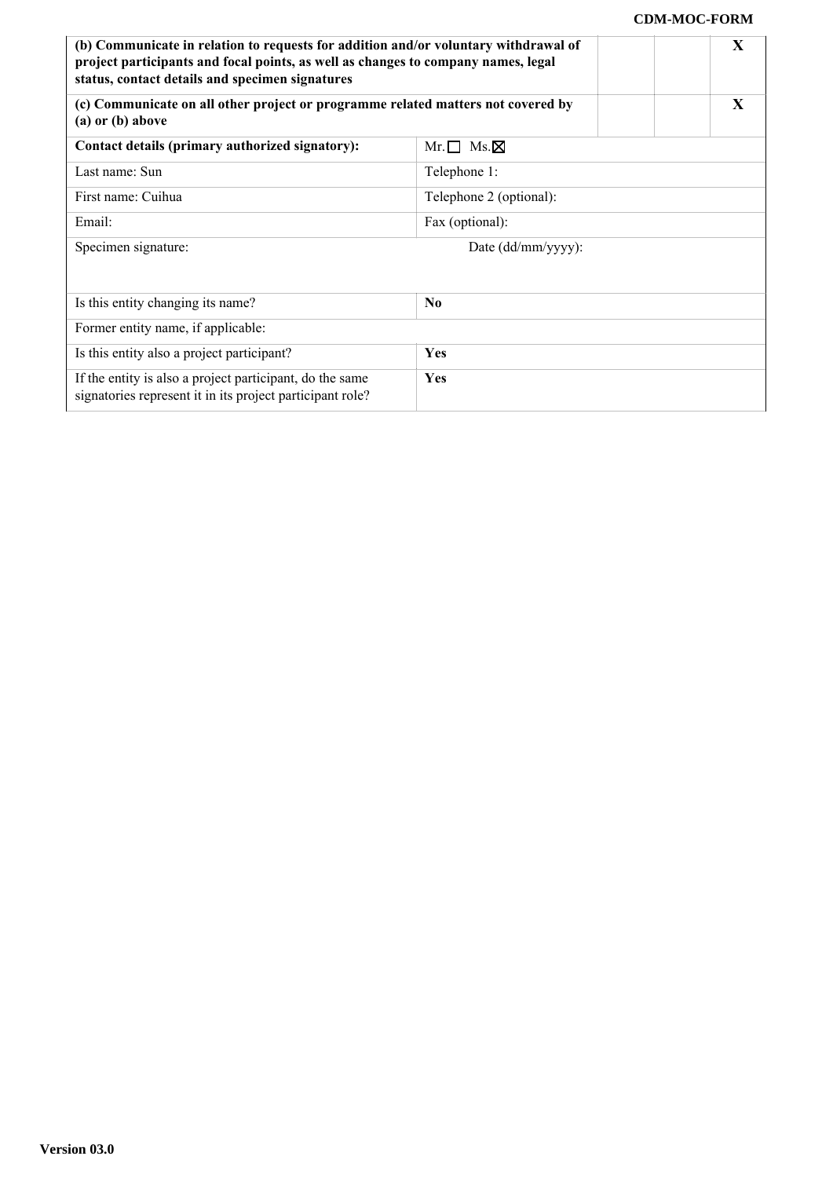| | | | |
|---|---|---|---|
| **(b) Communicate in relation to requests for addition and/or voluntary withdrawal of project participants and focal points, as well as changes to company names, legal status, contact details and specimen signatures** | | | **X** |
| **(c) Communicate on all other project or programme related matters not covered by (a) or (b) above** | | | **X** |

| | |
|---|---|
| **Contact details (primary authorized signatory):** | Mr. ☐ Ms. ☒ |
| Last name: Sun | Telephone 1: |
| First name: Cuihua | Telephone 2 (optional): |
| Email: | Fax (optional): |
| Specimen signature: | Date (dd/mm/yyyy): |
| Is this entity changing its name? | **No** |
| Former entity name, if applicable: | |
| Is this entity also a project participant? | **Yes** |
| If the entity is also a project participant, do the same signatories represent it in its project participant role? | **Yes** |